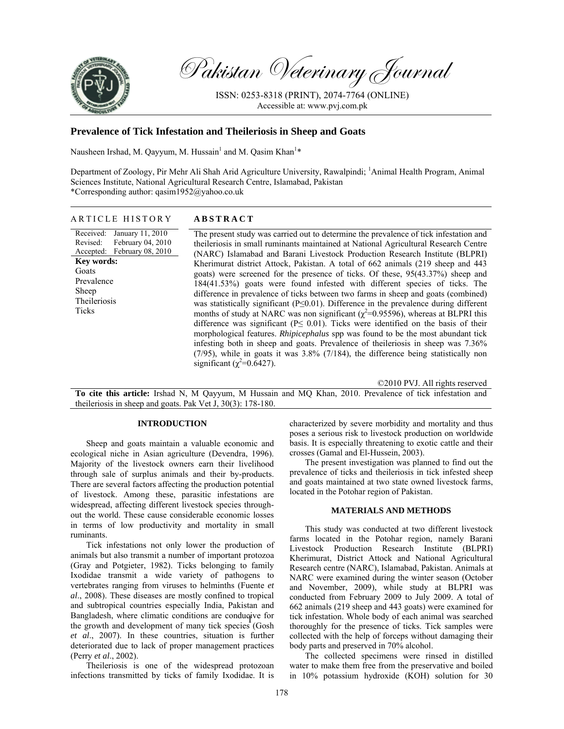# Prevalence of Tick Infestation and Theileriosis in Sheep and Goats

Nausheen Irshad, M. Qayyum, M. Hussain[1] and M. Qasim Khan[1]*

Department of Zoology, Pir Mehr Ali Shah Arid Agriculture University, Rawalpindi; [1]Animal Health Program, Animal Sciences Institute, National Agricultural Research Centre, Islamabad, Pakistan
*Corresponding author: qasim1952@yahoo.co.uk

## ARTICLE HISTORY

Received: January 11, 2010
Revised: February 04, 2010
Accepted: February 08, 2010

**Key words:**
Goats
Prevalence
Sheep
Theileriosis
Ticks

## ABSTRACT

The present study was carried out to determine the prevalence of tick infestation and theileriosis in small ruminants maintained at National Agricultural Research Centre (NARC) Islamabad and Barani Livestock Production Research Institute (BLPRI) Kherimurat district Attock, Pakistan. A total of 662 animals (219 sheep and 443 goats) were screened for the presence of ticks. Of these, 95(43.37%) sheep and 184(41.53%) goats were found infested with different species of ticks. The difference in prevalence of ticks between two farms in sheep and goats (combined) was statistically significant ($P \leq 0.01$). Difference in the prevalence during different months of study at NARC was non significant ($\chi^2$=0.95596), whereas at BLPRI this difference was significant ($P \leq 0.01$). Ticks were identified on the basis of their morphological features. *Rhipicephalus* spp was found to be the most abundant tick infesting both in sheep and goats. Prevalence of theileriosis in sheep was 7.36% (7/95), while in goats it was 3.8% (7/184), the difference being statistically non significant ($\chi^2$=0.6427).

©2010 PVJ. All rights reserved

**To cite this article:** Irshad N, M Qayyum, M Hussain and MQ Khan, 2010. Prevalence of tick infestation and theileriosis in sheep and goats. Pak Vet J, 30(3): 178-180.

## INTRODUCTION

Sheep and goats maintain a valuable economic and ecological niche in Asian agriculture (Devendra, 1996). Majority of the livestock owners earn their livelihood through sale of surplus animals and their by-products. There are several factors affecting the production potential of livestock. Among these, parasitic infestations are widespread, affecting different livestock species throughout the world. These cause considerable economic losses in terms of low productivity and mortality in small ruminants.

Tick infestations not only lower the production of animals but also transmit a number of important protozoa (Gray and Potgieter, 1982). Ticks belonging to family Ixodidae transmit a wide variety of pathogens to vertebrates ranging from viruses to helminths (Fuente *et al*., 2008). These diseases are mostly confined to tropical and subtropical countries especially India, Pakistan and Bangladesh, where climatic conditions are conducive for the growth and development of many tick species (Gosh *et al*., 2007). In these countries, situation is further deteriorated due to lack of proper management practices (Perry *et al*., 2002).

Theileriosis is one of the widespread protozoan infections transmitted by ticks of family Ixodidae. It is characterized by severe morbidity and mortality and thus poses a serious risk to livestock production on worldwide basis. It is especially threatening to exotic cattle and their crosses (Gamal and El-Hussein, 2003).

The present investigation was planned to find out the prevalence of ticks and theileriosis in tick infested sheep and goats maintained at two state owned livestock farms, located in the Potohar region of Pakistan.

## MATERIALS AND METHODS

This study was conducted at two different livestock farms located in the Potohar region, namely Barani Livestock Production Research Institute (BLPRI) Kherimurat, District Attock and National Agricultural Research centre (NARC), Islamabad, Pakistan. Animals at NARC were examined during the winter season (October and November, 2009), while study at BLPRI was conducted from February 2009 to July 2009. A total of 662 animals (219 sheep and 443 goats) were examined for tick infestation. Whole body of each animal was searched thoroughly for the presence of ticks. Tick samples were collected with the help of forceps without damaging their body parts and preserved in 70% alcohol.

The collected specimens were rinsed in distilled water to make them free from the preservative and boiled in 10% potassium hydroxide (KOH) solution for 30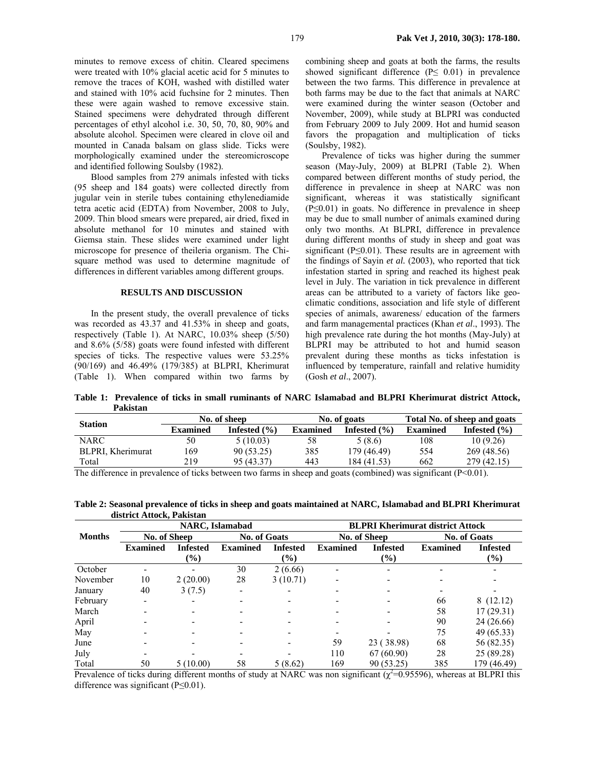minutes to remove excess of chitin. Cleared specimens were treated with 10% glacial acetic acid for 5 minutes to remove the traces of KOH, washed with distilled water and stained with 10% acid fuchsine for 2 minutes. Then these were again washed to remove excessive stain. Stained specimens were dehydrated through different percentages of ethyl alcohol i.e. 30, 50, 70, 80, 90% and absolute alcohol. Specimen were cleared in clove oil and mounted in Canada balsam on glass slide. Ticks were morphologically examined under the stereomicroscope and identified following Soulsby (1982).

Blood samples from 279 animals infested with ticks (95 sheep and 184 goats) were collected directly from jugular vein in sterile tubes containing ethylenediamide tetra acetic acid (EDTA) from November, 2008 to July, 2009. Thin blood smears were prepared, air dried, fixed in absolute methanol for 10 minutes and stained with Giemsa stain. These slides were examined under light microscope for presence of theileria organism. The Chi-square method was used to determine magnitude of differences in different variables among different groups.

## RESULTS AND DISCUSSION

In the present study, the overall prevalence of ticks was recorded as 43.37 and 41.53% in sheep and goats, respectively (Table 1). At NARC, 10.03% sheep (5/50) and 8.6% (5/58) goats were found infested with different species of ticks. The respective values were 53.25% (90/169) and 46.49% (179/385) at BLPRI, Kherimurat (Table 1). When compared within two farms by combining sheep and goats at both the farms, the results showed significant difference ($P \leq 0.01$) in prevalence between the two farms. This difference in prevalence at both farms may be due to the fact that animals at NARC were examined during the winter season (October and November, 2009), while study at BLPRI was conducted from February 2009 to July 2009. Hot and humid season favors the propagation and multiplication of ticks (Soulsby, 1982).

Prevalence of ticks was higher during the summer season (May-July, 2009) at BLPRI (Table 2). When compared between different months of study period, the difference in prevalence in sheep at NARC was non significant, whereas it was statistically significant ($P \leq 0.01$) in goats. No difference in prevalence in sheep may be due to small number of animals examined during only two months. At BLPRI, difference in prevalence during different months of study in sheep and goat was significant ($P \leq 0.01$). These results are in agreement with the findings of Sayin *et al.* (2003), who reported that tick infestation started in spring and reached its highest peak level in July. The variation in tick prevalence in different areas can be attributed to a variety of factors like geo-climatic conditions, association and life style of different species of animals, awareness/ education of the farmers and farm managemental practices (Khan *et al*., 1993). The high prevalence rate during the hot months (May-July) at BLPRI may be attributed to hot and humid season prevalent during these months as ticks infestation is influenced by temperature, rainfall and relative humidity (Gosh *et al*., 2007).

**Table 1: Prevalence of ticks in small ruminants of NARC Islamabad and BLPRI Kherimurat district Attock, Pakistan**

| Station | No. of sheep | | No. of goats | | Total No. of sheep and goats | |
|---|---|---|---|---|---|---|
| | Examined | Infested (%) | Examined | Infested (%) | Examined | Infested (%) |
| NARC | 50 | 5 (10.03) | 58 | 5 (8.6) | 108 | 10 (9.26) |
| BLPRI, Kherimurat | 169 | 90 (53.25) | 385 | 179 (46.49) | 554 | 269 (48.56) |
| Total | 219 | 95 (43.37) | 443 | 184 (41.53) | 662 | 279 (42.15) |

The difference in prevalence of ticks between two farms in sheep and goats (combined) was significant ($P<0.01$).

**Table 2: Seasonal prevalence of ticks in sheep and goats maintained at NARC, Islamabad and BLPRI Kherimurat district Attock, Pakistan**

| Months | NARC, Islamabad | | | | BLPRI Kherimurat district Attock | | | |
|---|---|---|---|---|---|---|---|---|
| | No. of Sheep | | No. of Goats | | No. of Sheep | | No. of Goats | |
| | Examined | Infested (%) | Examined | Infested (%) | Examined | Infested (%) | Examined | Infested (%) |
| October | - | - | 30 | 2 (6.66) | - | - | - | - |
| November | 10 | 2 (20.00) | 28 | 3 (10.71) | - | - | - | - |
| January | 40 | 3 (7.5) | - | - | - | - | - | - |
| February | - | - | - | - | - | - | 66 | 8 (12.12) |
| March | - | - | - | - | - | - | 58 | 17 (29.31) |
| April | - | - | - | - | - | - | 90 | 24 (26.66) |
| May | - | - | - | - | - | - | 75 | 49 (65.33) |
| June | - | - | - | - | 59 | 23 ( 38.98) | 68 | 56 (82.35) |
| July | - | - | - | - | 110 | 67 (60.90) | 28 | 25 (89.28) |
| Total | 50 | 5 (10.00) | 58 | 5 (8.62) | 169 | 90 (53.25) | 385 | 179 (46.49) |

Prevalence of ticks during different months of study at NARC was non significant ($\chi^2$=0.95596), whereas at BLPRI this difference was significant ($P \leq 0.01$).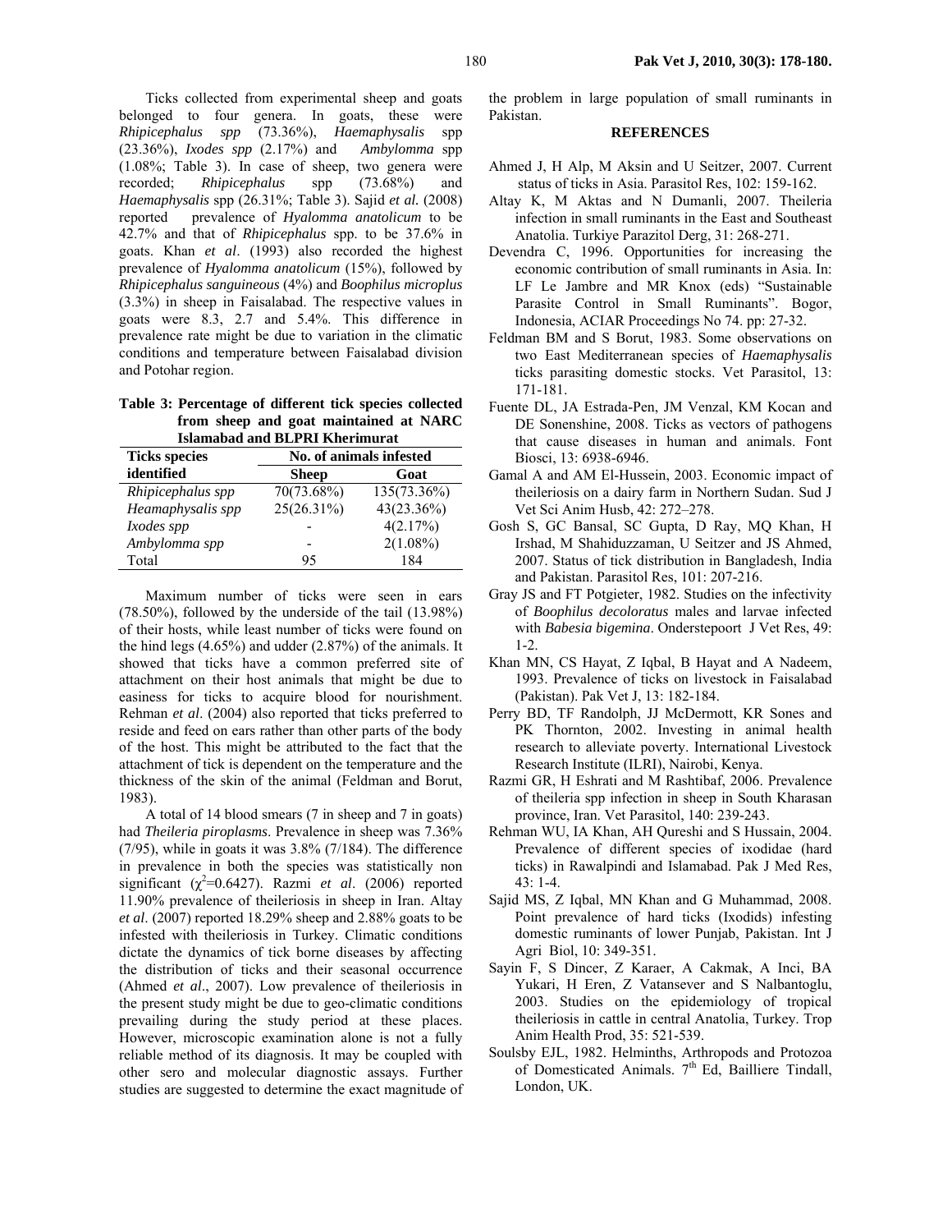Ticks collected from experimental sheep and goats belonged to four genera. In goats, these were *Rhipicephalus spp* (73.36%), *Haemaphysalis* spp (23.36%), *Ixodes spp* (2.17%) and *Ambylomma* spp (1.08%; Table 3). In case of sheep, two genera were recorded; *Rhipicephalus* spp (73.68%) and *Haemaphysalis* spp (26.31%; Table 3). Sajid *et al.* (2008) reported prevalence of *Hyalomma anatolicum* to be 42.7% and that of *Rhipicephalus* spp. to be 37.6% in goats. Khan *et al*. (1993) also recorded the highest prevalence of *Hyalomma anatolicum* (15%), followed by *Rhipicephalus sanguineous* (4%) and *Boophilus microplus* (3.3%) in sheep in Faisalabad. The respective values in goats were 8.3, 2.7 and 5.4%. This difference in prevalence rate might be due to variation in the climatic conditions and temperature between Faisalabad division and Potohar region.

**Table 3: Percentage of different tick species collected from sheep and goat maintained at NARC Islamabad and BLPRI Kherimurat**

| Ticks species identified | No. of animals infested | |
|---|---|---|
| | Sheep | Goat |
| *Rhipicephalus spp* | 70(73.68%) | 135(73.36%) |
| *Heamaphysalis spp* | 25(26.31%) | 43(23.36%) |
| *Ixodes spp* | - | 4(2.17%) |
| *Ambylomma spp* | - | 2(1.08%) |
| Total | 95 | 184 |

Maximum number of ticks were seen in ears (78.50%), followed by the underside of the tail (13.98%) of their hosts, while least number of ticks were found on the hind legs (4.65%) and udder (2.87%) of the animals. It showed that ticks have a common preferred site of attachment on their host animals that might be due to easiness for ticks to acquire blood for nourishment. Rehman *et al*. (2004) also reported that ticks preferred to reside and feed on ears rather than other parts of the body of the host. This might be attributed to the fact that the attachment of tick is dependent on the temperature and the thickness of the skin of the animal (Feldman and Borut, 1983).

A total of 14 blood smears (7 in sheep and 7 in goats) had *Theileria piroplasms*. Prevalence in sheep was 7.36% (7/95), while in goats it was 3.8% (7/184). The difference in prevalence in both the species was statistically non significant ($\chi^2$=0.6427). Razmi *et al*. (2006) reported 11.90% prevalence of theileriosis in sheep in Iran. Altay *et al*. (2007) reported 18.29% sheep and 2.88% goats to be infested with theileriosis in Turkey. Climatic conditions dictate the dynamics of ticks and tick borne diseases by affecting the distribution of ticks and their seasonal occurrence (Ahmed *et al*., 2007). Low prevalence of theileriosis in the present study might be due to geo-climatic conditions prevailing during the study period at these places. However, microscopic examination alone is not a fully reliable method of its diagnosis. It may be coupled with other sero and molecular diagnostic assays. Further studies are suggested to determine the exact magnitude of the problem in large population of small ruminants in Pakistan.

## REFERENCES

Ahmed J, H Alp, M Aksin and U Seitzer, 2007. Current status of ticks in Asia. Parasitol Res, 102: 159-162.

Altay K, M Aktas and N Dumanli, 2007. Theileria infection in small ruminants in the East and Southeast Anatolia. Turkiye Parazitol Derg, 31: 268-271.

Devendra C, 1996. Opportunities for increasing the economic contribution of small ruminants in Asia. In: LF Le Jambre and MR Knox (eds) "Sustainable Parasite Control in Small Ruminants". Bogor, Indonesia, ACIAR Proceedings No 74. pp: 27-32.

Feldman BM and S Borut, 1983. Some observations on two East Mediterranean species of *Haemaphysalis* ticks parasiting domestic stocks. Vet Parasitol, 13: 171-181.

Fuente DL, JA Estrada-Pen, JM Venzal, KM Kocan and DE Sonenshine, 2008. Ticks as vectors of pathogens that cause diseases in human and animals. Font Biosci, 13: 6938-6946.

Gamal A and AM El-Hussein, 2003. Economic impact of theileriosis on a dairy farm in Northern Sudan. Sud J Vet Sci Anim Husb, 42: 272–278.

Gosh S, GC Bansal, SC Gupta, D Ray, MQ Khan, H Irshad, M Shahiduzzaman, U Seitzer and JS Ahmed, 2007. Status of tick distribution in Bangladesh, India and Pakistan. Parasitol Res, 101: 207-216.

Gray JS and FT Potgieter, 1982. Studies on the infectivity of *Boophilus decoloratus* males and larvae infected with *Babesia bigemina*. Onderstepoort J Vet Res, 49: 1-2.

Khan MN, CS Hayat, Z Iqbal, B Hayat and A Nadeem, 1993. Prevalence of ticks on livestock in Faisalabad (Pakistan). Pak Vet J, 13: 182-184.

Perry BD, TF Randolph, JJ McDermott, KR Sones and PK Thornton, 2002. Investing in animal health research to alleviate poverty. International Livestock Research Institute (ILRI), Nairobi, Kenya.

Razmi GR, H Eshrati and M Rashtibaf, 2006. Prevalence of theileria spp infection in sheep in South Kharasan province, Iran. Vet Parasitol, 140: 239-243.

Rehman WU, IA Khan, AH Qureshi and S Hussain, 2004. Prevalence of different species of ixodidae (hard ticks) in Rawalpindi and Islamabad. Pak J Med Res, 43: 1-4.

Sajid MS, Z Iqbal, MN Khan and G Muhammad, 2008. Point prevalence of hard ticks (Ixodids) infesting domestic ruminants of lower Punjab, Pakistan. Int J Agri Biol, 10: 349-351.

Sayin F, S Dincer, Z Karaer, A Cakmak, A Inci, BA Yukari, H Eren, Z Vatansever and S Nalbantoglu, 2003. Studies on the epidemiology of tropical theileriosis in cattle in central Anatolia, Turkey. Trop Anim Health Prod, 35: 521-539.

Soulsby EJL, 1982. Helminths, Arthropods and Protozoa of Domesticated Animals. 7th Ed, Bailliere Tindall, London, UK.